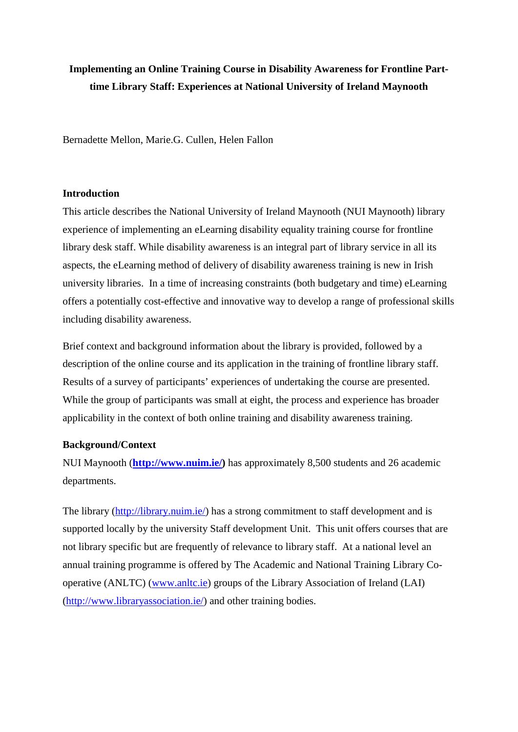# Implementing an Online Training Course in Disability Awareness for Frontline Part-time Library Staff: Experiences at National University of Ireland Maynooth

Bernadette Mellon, Marie.G. Cullen, Helen Fallon

## Introduction

This article describes the National University of Ireland Maynooth (NUI Maynooth) library experience of implementing an eLearning disability equality training course for frontline library desk staff. While disability awareness is an integral part of library service in all its aspects, the eLearning method of delivery of disability awareness training is new in Irish university libraries. In a time of increasing constraints (both budgetary and time) eLearning offers a potentially cost-effective and innovative way to develop a range of professional skills including disability awareness.

Brief context and background information about the library is provided, followed by a description of the online course and its application in the training of frontline library staff. Results of a survey of participants' experiences of undertaking the course are presented. While the group of participants was small at eight, the process and experience has broader applicability in the context of both online training and disability awareness training.

## Background/Context

NUI Maynooth (**http://www.nuim.ie/**) has approximately 8,500 students and 26 academic departments.

The library (http://library.nuim.ie/) has a strong commitment to staff development and is supported locally by the university Staff development Unit. This unit offers courses that are not library specific but are frequently of relevance to library staff. At a national level an annual training programme is offered by The Academic and National Training Library Co-operative (ANLTC) (www.anltc.ie) groups of the Library Association of Ireland (LAI) (http://www.libraryassociation.ie/) and other training bodies.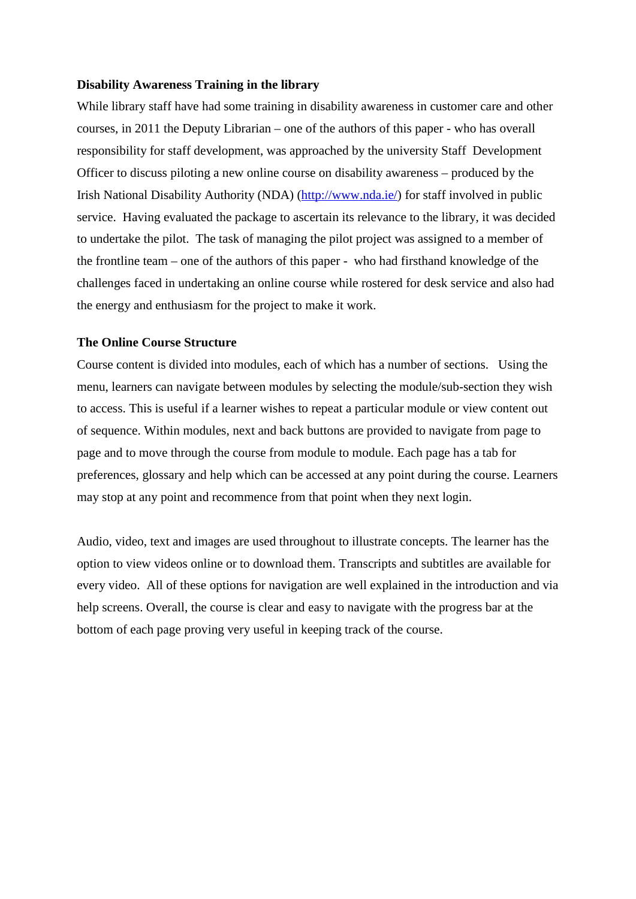**Disability Awareness Training in the library**

While library staff have had some training in disability awareness in customer care and other courses, in 2011 the Deputy Librarian – one of the authors of this paper - who has overall responsibility for staff development, was approached by the university Staff Development Officer to discuss piloting a new online course on disability awareness – produced by the Irish National Disability Authority (NDA) (http://www.nda.ie/) for staff involved in public service. Having evaluated the package to ascertain its relevance to the library, it was decided to undertake the pilot. The task of managing the pilot project was assigned to a member of the frontline team – one of the authors of this paper - who had firsthand knowledge of the challenges faced in undertaking an online course while rostered for desk service and also had the energy and enthusiasm for the project to make it work.

**The Online Course Structure**

Course content is divided into modules, each of which has a number of sections. Using the menu, learners can navigate between modules by selecting the module/sub-section they wish to access. This is useful if a learner wishes to repeat a particular module or view content out of sequence. Within modules, next and back buttons are provided to navigate from page to page and to move through the course from module to module. Each page has a tab for preferences, glossary and help which can be accessed at any point during the course. Learners may stop at any point and recommence from that point when they next login.

Audio, video, text and images are used throughout to illustrate concepts. The learner has the option to view videos online or to download them. Transcripts and subtitles are available for every video. All of these options for navigation are well explained in the introduction and via help screens. Overall, the course is clear and easy to navigate with the progress bar at the bottom of each page proving very useful in keeping track of the course.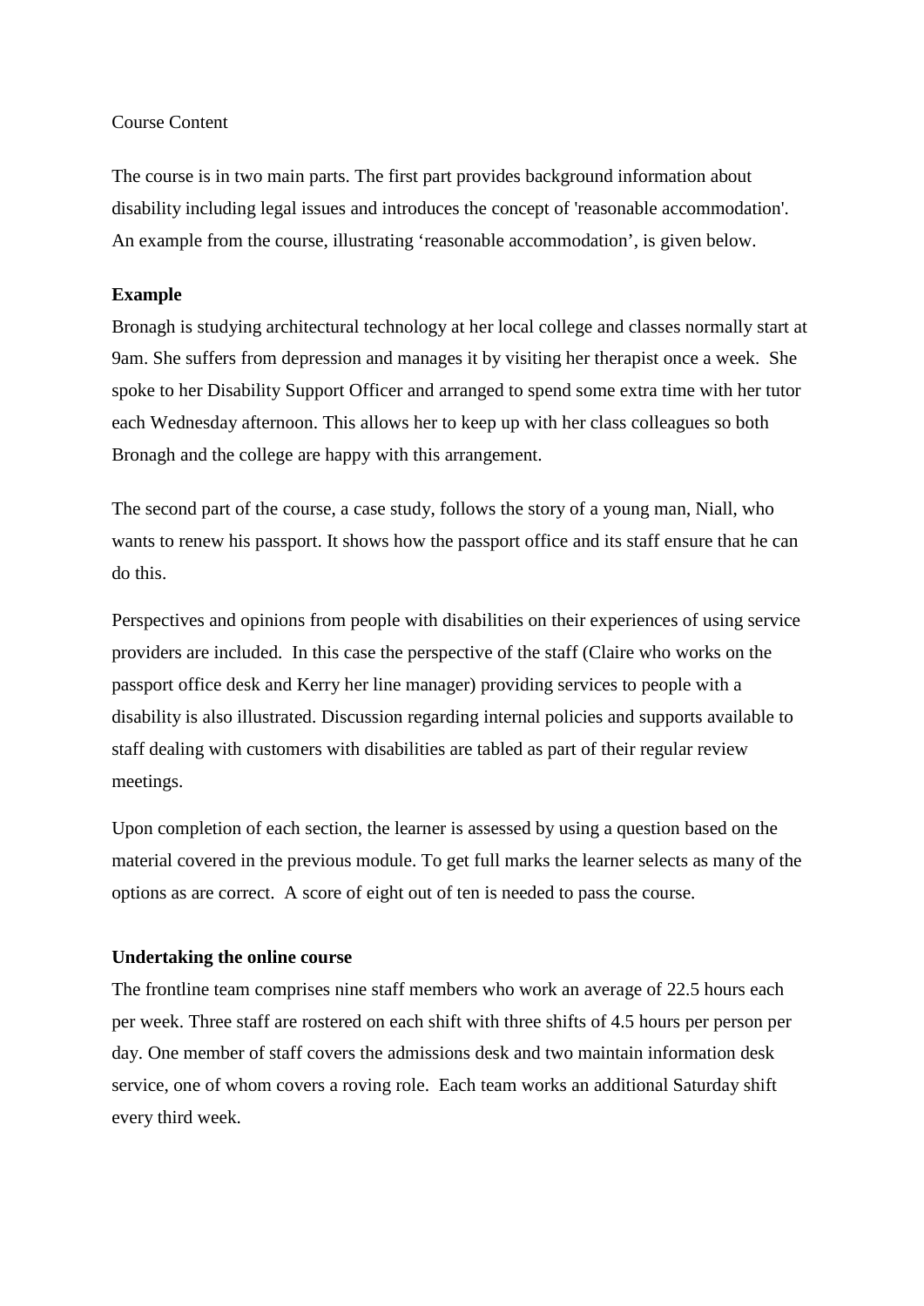Course Content

The course is in two main parts. The first part provides background information about disability including legal issues and introduces the concept of 'reasonable accommodation'. An example from the course, illustrating 'reasonable accommodation', is given below.

**Example**

Bronagh is studying architectural technology at her local college and classes normally start at 9am. She suffers from depression and manages it by visiting her therapist once a week. She spoke to her Disability Support Officer and arranged to spend some extra time with her tutor each Wednesday afternoon. This allows her to keep up with her class colleagues so both Bronagh and the college are happy with this arrangement.

The second part of the course, a case study, follows the story of a young man, Niall, who wants to renew his passport. It shows how the passport office and its staff ensure that he can do this.

Perspectives and opinions from people with disabilities on their experiences of using service providers are included. In this case the perspective of the staff (Claire who works on the passport office desk and Kerry her line manager) providing services to people with a disability is also illustrated. Discussion regarding internal policies and supports available to staff dealing with customers with disabilities are tabled as part of their regular review meetings.

Upon completion of each section, the learner is assessed by using a question based on the material covered in the previous module. To get full marks the learner selects as many of the options as are correct. A score of eight out of ten is needed to pass the course.

**Undertaking the online course**

The frontline team comprises nine staff members who work an average of 22.5 hours each per week. Three staff are rostered on each shift with three shifts of 4.5 hours per person per day. One member of staff covers the admissions desk and two maintain information desk service, one of whom covers a roving role. Each team works an additional Saturday shift every third week.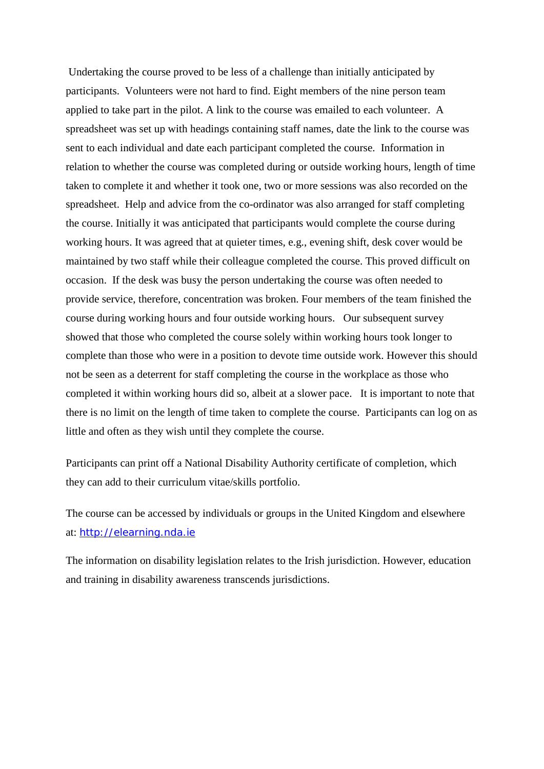Undertaking the course proved to be less of a challenge than initially anticipated by participants. Volunteers were not hard to find. Eight members of the nine person team applied to take part in the pilot. A link to the course was emailed to each volunteer. A spreadsheet was set up with headings containing staff names, date the link to the course was sent to each individual and date each participant completed the course. Information in relation to whether the course was completed during or outside working hours, length of time taken to complete it and whether it took one, two or more sessions was also recorded on the spreadsheet. Help and advice from the co-ordinator was also arranged for staff completing the course. Initially it was anticipated that participants would complete the course during working hours. It was agreed that at quieter times, e.g., evening shift, desk cover would be maintained by two staff while their colleague completed the course. This proved difficult on occasion. If the desk was busy the person undertaking the course was often needed to provide service, therefore, concentration was broken. Four members of the team finished the course during working hours and four outside working hours. Our subsequent survey showed that those who completed the course solely within working hours took longer to complete than those who were in a position to devote time outside work. However this should not be seen as a deterrent for staff completing the course in the workplace as those who completed it within working hours did so, albeit at a slower pace. It is important to note that there is no limit on the length of time taken to complete the course. Participants can log on as little and often as they wish until they complete the course.

Participants can print off a National Disability Authority certificate of completion, which they can add to their curriculum vitae/skills portfolio.

The course can be accessed by individuals or groups in the United Kingdom and elsewhere at: http://elearning.nda.ie

The information on disability legislation relates to the Irish jurisdiction. However, education and training in disability awareness transcends jurisdictions.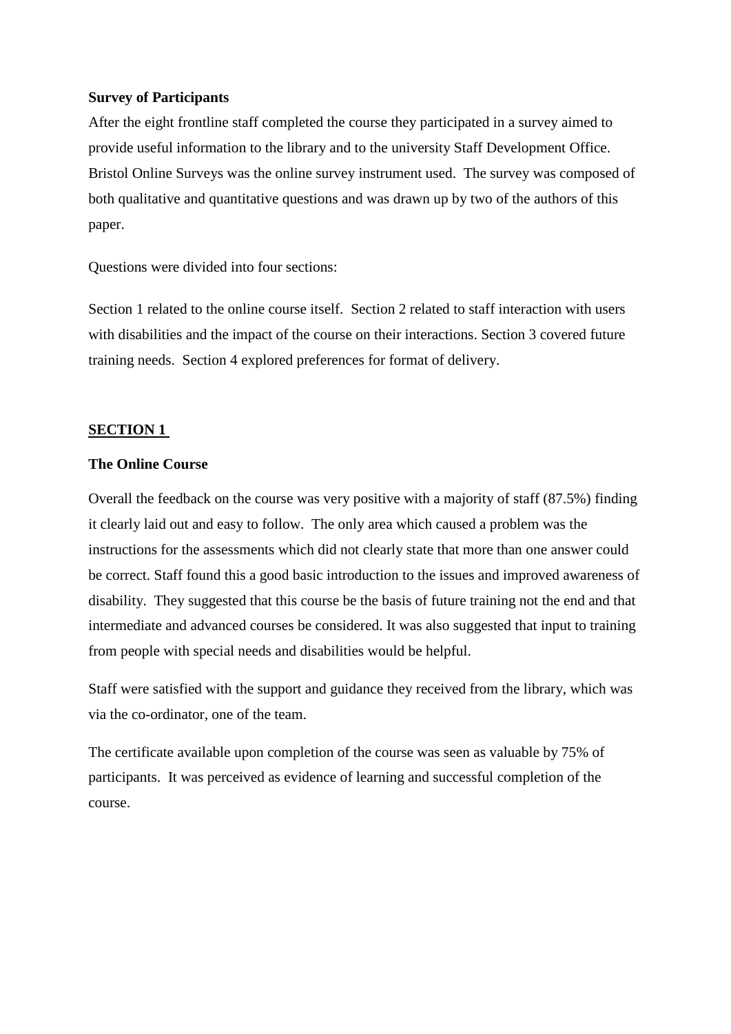**Survey of Participants**

After the eight frontline staff completed the course they participated in a survey aimed to provide useful information to the library and to the university Staff Development Office. Bristol Online Surveys was the online survey instrument used. The survey was composed of both qualitative and quantitative questions and was drawn up by two of the authors of this paper.

Questions were divided into four sections:

Section 1 related to the online course itself. Section 2 related to staff interaction with users with disabilities and the impact of the course on their interactions. Section 3 covered future training needs. Section 4 explored preferences for format of delivery.

## SECTION 1

**The Online Course**

Overall the feedback on the course was very positive with a majority of staff (87.5%) finding it clearly laid out and easy to follow. The only area which caused a problem was the instructions for the assessments which did not clearly state that more than one answer could be correct. Staff found this a good basic introduction to the issues and improved awareness of disability. They suggested that this course be the basis of future training not the end and that intermediate and advanced courses be considered. It was also suggested that input to training from people with special needs and disabilities would be helpful.

Staff were satisfied with the support and guidance they received from the library, which was via the co-ordinator, one of the team.

The certificate available upon completion of the course was seen as valuable by 75% of participants. It was perceived as evidence of learning and successful completion of the course.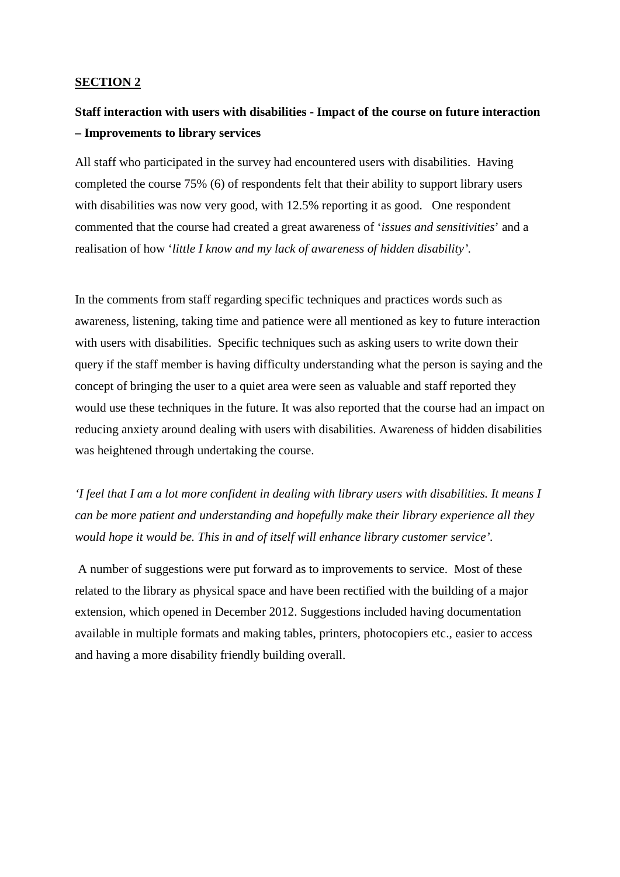## SECTION 2

**Staff interaction with users with disabilities - Impact of the course on future interaction – Improvements to library services**

All staff who participated in the survey had encountered users with disabilities. Having completed the course 75% (6) of respondents felt that their ability to support library users with disabilities was now very good, with 12.5% reporting it as good. One respondent commented that the course had created a great awareness of '*issues and sensitivities*' and a realisation of how '*little I know and my lack of awareness of hidden disability'*.

In the comments from staff regarding specific techniques and practices words such as awareness, listening, taking time and patience were all mentioned as key to future interaction with users with disabilities. Specific techniques such as asking users to write down their query if the staff member is having difficulty understanding what the person is saying and the concept of bringing the user to a quiet area were seen as valuable and staff reported they would use these techniques in the future. It was also reported that the course had an impact on reducing anxiety around dealing with users with disabilities. Awareness of hidden disabilities was heightened through undertaking the course.

*'I feel that I am a lot more confident in dealing with library users with disabilities. It means I can be more patient and understanding and hopefully make their library experience all they would hope it would be. This in and of itself will enhance library customer service'.*

A number of suggestions were put forward as to improvements to service. Most of these related to the library as physical space and have been rectified with the building of a major extension, which opened in December 2012. Suggestions included having documentation available in multiple formats and making tables, printers, photocopiers etc., easier to access and having a more disability friendly building overall.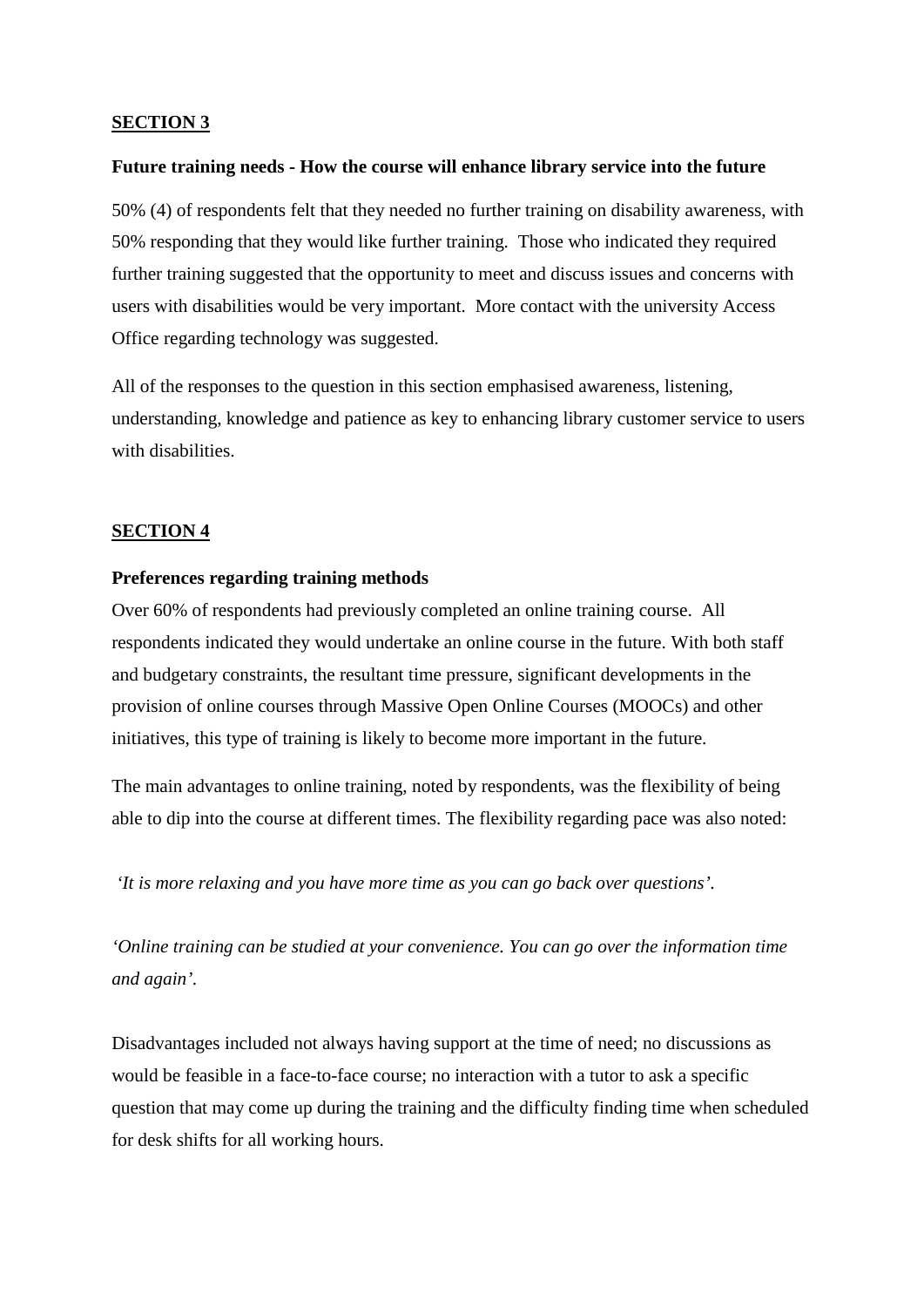## SECTION 3

**Future training needs - How the course will enhance library service into the future**

50% (4) of respondents felt that they needed no further training on disability awareness, with 50% responding that they would like further training. Those who indicated they required further training suggested that the opportunity to meet and discuss issues and concerns with users with disabilities would be very important. More contact with the university Access Office regarding technology was suggested.

All of the responses to the question in this section emphasised awareness, listening, understanding, knowledge and patience as key to enhancing library customer service to users with disabilities.

## SECTION 4

**Preferences regarding training methods**

Over 60% of respondents had previously completed an online training course. All respondents indicated they would undertake an online course in the future. With both staff and budgetary constraints, the resultant time pressure, significant developments in the provision of online courses through Massive Open Online Courses (MOOCs) and other initiatives, this type of training is likely to become more important in the future.

The main advantages to online training, noted by respondents, was the flexibility of being able to dip into the course at different times. The flexibility regarding pace was also noted:

*'It is more relaxing and you have more time as you can go back over questions'.*

*'Online training can be studied at your convenience. You can go over the information time and again'.*

Disadvantages included not always having support at the time of need; no discussions as would be feasible in a face-to-face course; no interaction with a tutor to ask a specific question that may come up during the training and the difficulty finding time when scheduled for desk shifts for all working hours.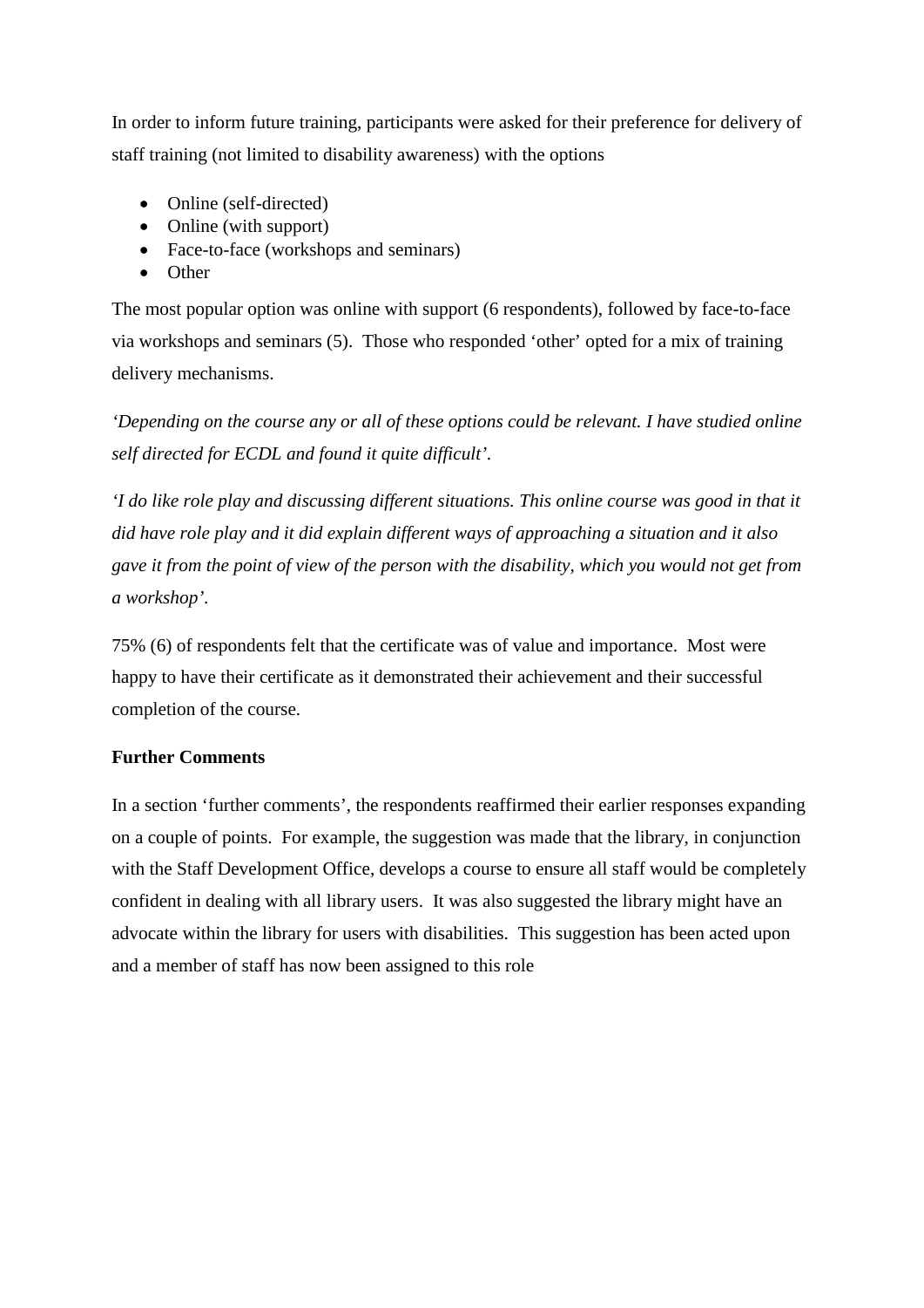In order to inform future training, participants were asked for their preference for delivery of staff training (not limited to disability awareness) with the options

- Online (self-directed)
- Online (with support)
- Face-to-face (workshops and seminars)
- Other

The most popular option was online with support (6 respondents), followed by face-to-face via workshops and seminars (5). Those who responded 'other' opted for a mix of training delivery mechanisms.

*'Depending on the course any or all of these options could be relevant. I have studied online self directed for ECDL and found it quite difficult'.*

*'I do like role play and discussing different situations. This online course was good in that it did have role play and it did explain different ways of approaching a situation and it also gave it from the point of view of the person with the disability, which you would not get from a workshop'.*

75% (6) of respondents felt that the certificate was of value and importance. Most were happy to have their certificate as it demonstrated their achievement and their successful completion of the course.

**Further Comments**

In a section 'further comments', the respondents reaffirmed their earlier responses expanding on a couple of points. For example, the suggestion was made that the library, in conjunction with the Staff Development Office, develops a course to ensure all staff would be completely confident in dealing with all library users. It was also suggested the library might have an advocate within the library for users with disabilities. This suggestion has been acted upon and a member of staff has now been assigned to this role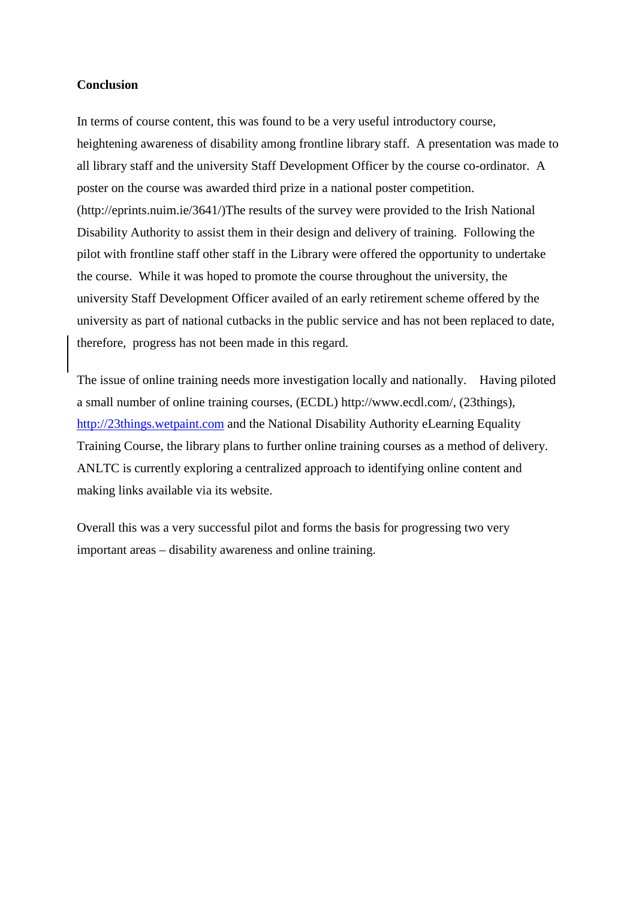**Conclusion**

In terms of course content, this was found to be a very useful introductory course, heightening awareness of disability among frontline library staff. A presentation was made to all library staff and the university Staff Development Officer by the course co-ordinator. A poster on the course was awarded third prize in a national poster competition. (http://eprints.nuim.ie/3641/)The results of the survey were provided to the Irish National Disability Authority to assist them in their design and delivery of training. Following the pilot with frontline staff other staff in the Library were offered the opportunity to undertake the course. While it was hoped to promote the course throughout the university, the university Staff Development Officer availed of an early retirement scheme offered by the university as part of national cutbacks in the public service and has not been replaced to date, therefore, progress has not been made in this regard.

The issue of online training needs more investigation locally and nationally. Having piloted a small number of online training courses, (ECDL) http://www.ecdl.com/, (23things), [http://23things.wetpaint.com](http://23things.wetpaint.com) and the National Disability Authority eLearning Equality Training Course, the library plans to further online training courses as a method of delivery. ANLTC is currently exploring a centralized approach to identifying online content and making links available via its website.

Overall this was a very successful pilot and forms the basis for progressing two very important areas – disability awareness and online training.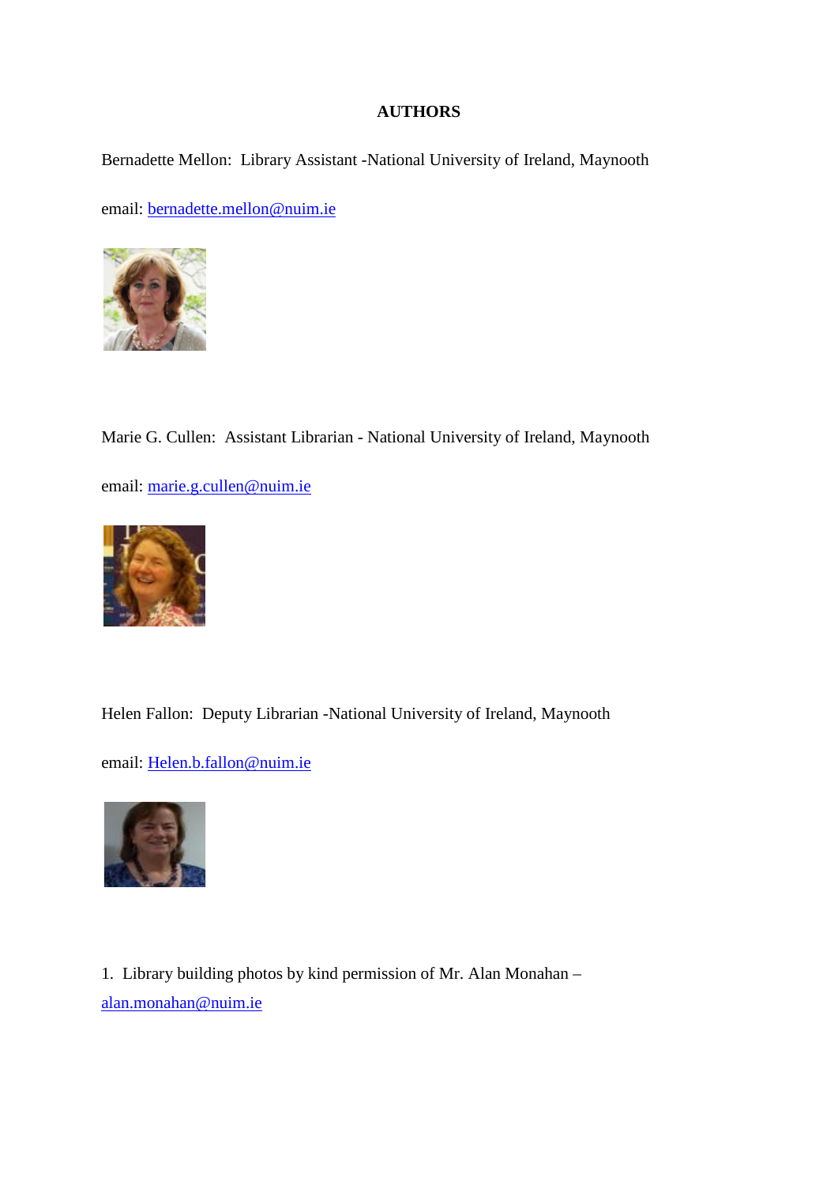# AUTHORS

Bernadette Mellon: Library Assistant -National University of Ireland, Maynooth

email: bernadette.mellon@nuim.ie

Marie G. Cullen: Assistant Librarian - National University of Ireland, Maynooth

email: marie.g.cullen@nuim.ie

Helen Fallon: Deputy Librarian -National University of Ireland, Maynooth

email: Helen.b.fallon@nuim.ie

1. Library building photos by kind permission of Mr. Alan Monahan – alan.monahan@nuim.ie